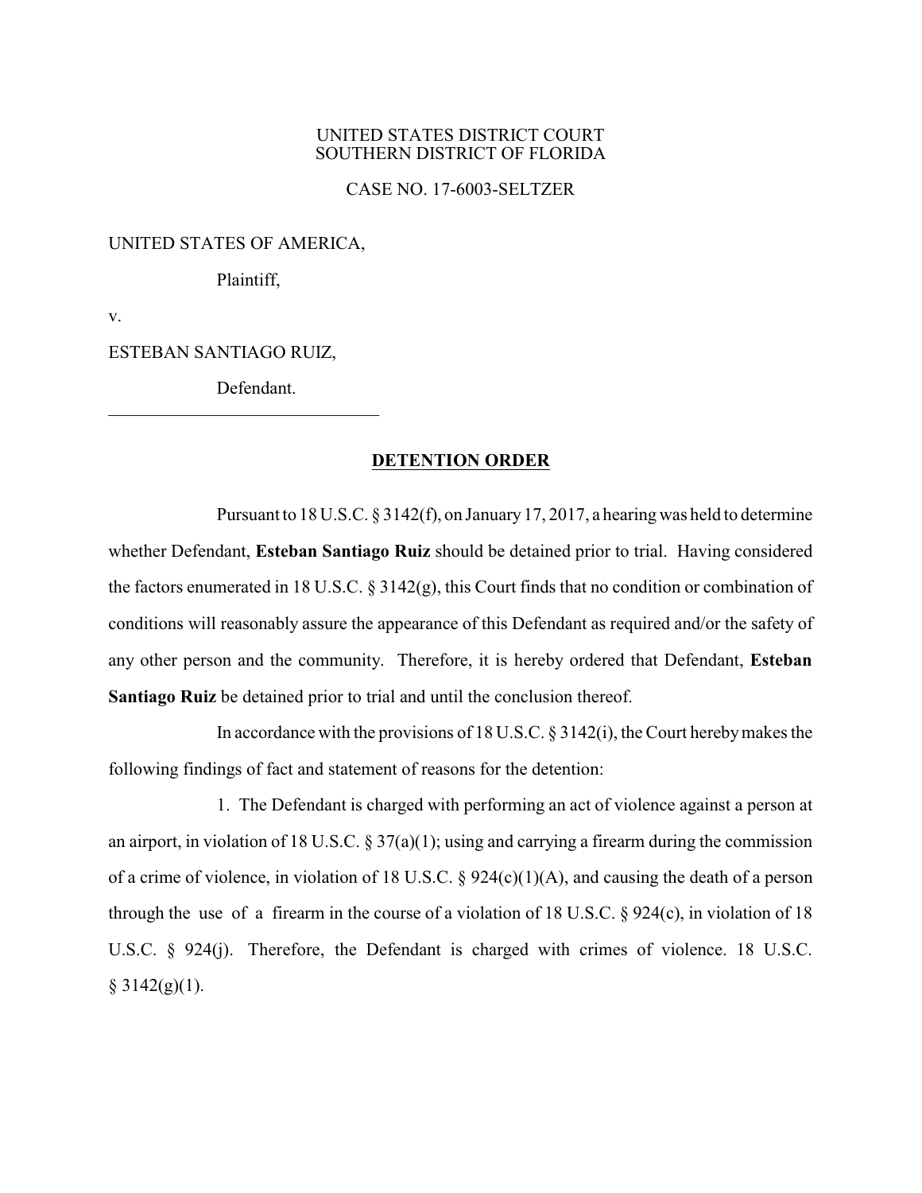UNITED STATES DISTRICT COURT
SOUTHERN DISTRICT OF FLORIDA

CASE NO. 17-6003-SELTZER

UNITED STATES OF AMERICA,

Plaintiff,

v.

ESTEBAN SANTIAGO RUIZ,

Defendant.

---

## DETENTION ORDER

Pursuant to 18 U.S.C. § 3142(f), on January 17, 2017, a hearing was held to determine whether Defendant, **Esteban Santiago Ruiz** should be detained prior to trial. Having considered the factors enumerated in 18 U.S.C. § 3142(g), this Court finds that no condition or combination of conditions will reasonably assure the appearance of this Defendant as required and/or the safety of any other person and the community. Therefore, it is hereby ordered that Defendant, **Esteban Santiago Ruiz** be detained prior to trial and until the conclusion thereof.

In accordance with the provisions of 18 U.S.C. § 3142(i), the Court hereby makes the following findings of fact and statement of reasons for the detention:

1. The Defendant is charged with performing an act of violence against a person at an airport, in violation of 18 U.S.C. § 37(a)(1); using and carrying a firearm during the commission of a crime of violence, in violation of 18 U.S.C. § 924(c)(1)(A), and causing the death of a person through the use of a firearm in the course of a violation of 18 U.S.C. § 924(c), in violation of 18 U.S.C. § 924(j). Therefore, the Defendant is charged with crimes of violence. 18 U.S.C. § 3142(g)(1).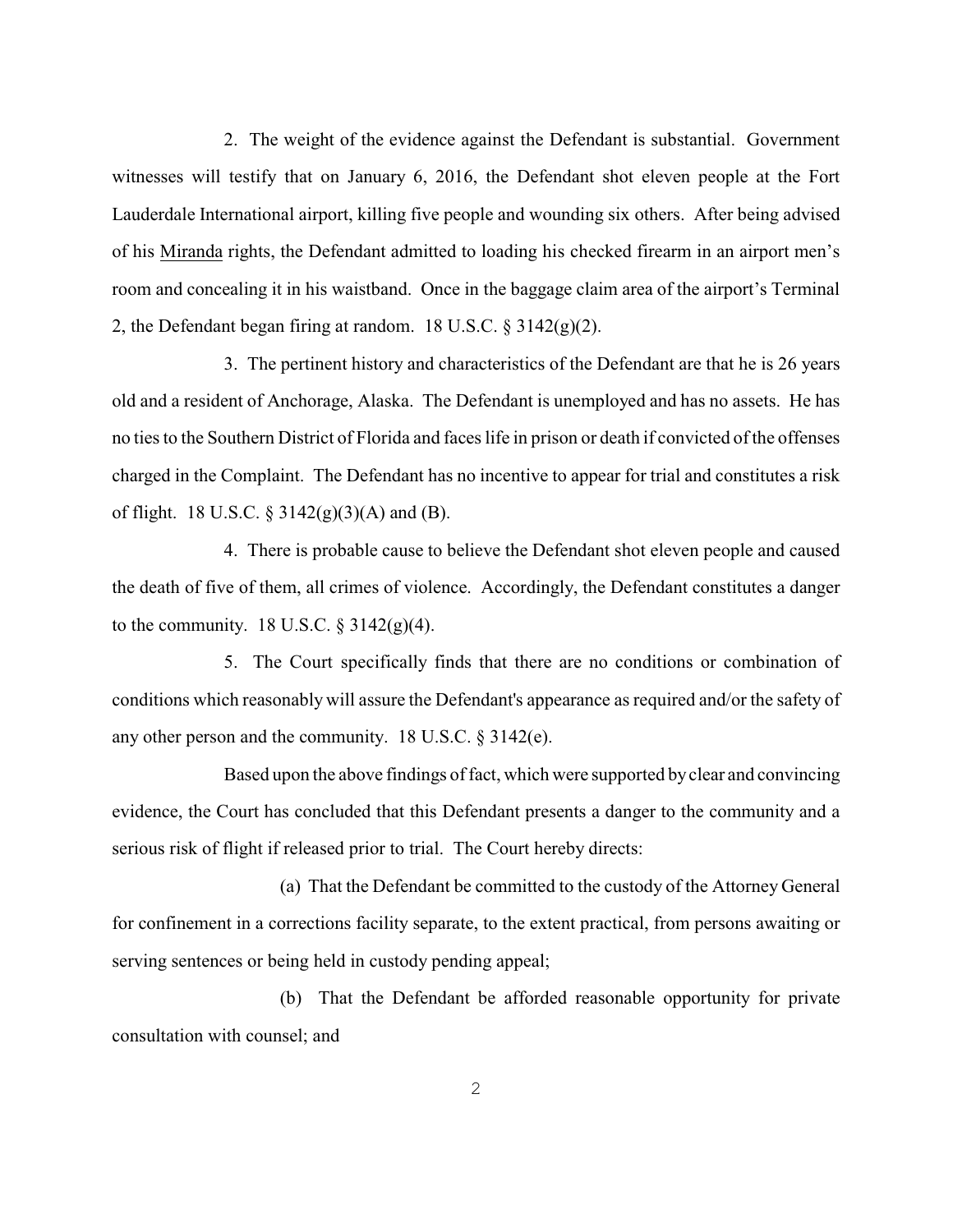2. The weight of the evidence against the Defendant is substantial. Government witnesses will testify that on January 6, 2016, the Defendant shot eleven people at the Fort Lauderdale International airport, killing five people and wounding six others. After being advised of his Miranda rights, the Defendant admitted to loading his checked firearm in an airport men's room and concealing it in his waistband. Once in the baggage claim area of the airport's Terminal 2, the Defendant began firing at random. 18 U.S.C. § 3142(g)(2).

3. The pertinent history and characteristics of the Defendant are that he is 26 years old and a resident of Anchorage, Alaska. The Defendant is unemployed and has no assets. He has no ties to the Southern District of Florida and faces life in prison or death if convicted of the offenses charged in the Complaint. The Defendant has no incentive to appear for trial and constitutes a risk of flight. 18 U.S.C. § 3142(g)(3)(A) and (B).

4. There is probable cause to believe the Defendant shot eleven people and caused the death of five of them, all crimes of violence. Accordingly, the Defendant constitutes a danger to the community. 18 U.S.C. § 3142(g)(4).

5. The Court specifically finds that there are no conditions or combination of conditions which reasonably will assure the Defendant's appearance as required and/or the safety of any other person and the community. 18 U.S.C. § 3142(e).

Based upon the above findings of fact, which were supported by clear and convincing evidence, the Court has concluded that this Defendant presents a danger to the community and a serious risk of flight if released prior to trial. The Court hereby directs:

(a) That the Defendant be committed to the custody of the Attorney General for confinement in a corrections facility separate, to the extent practical, from persons awaiting or serving sentences or being held in custody pending appeal;

(b) That the Defendant be afforded reasonable opportunity for private consultation with counsel; and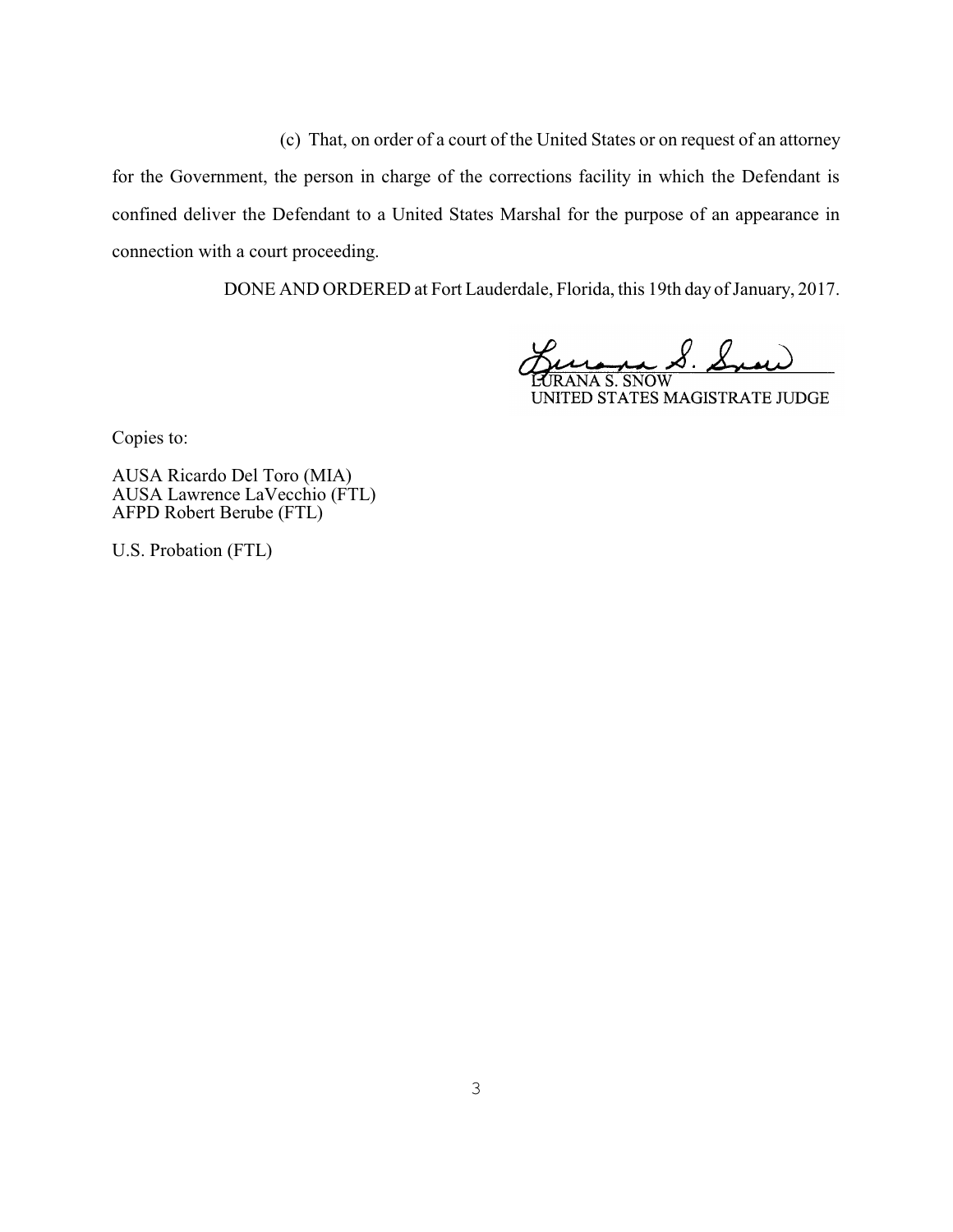(c) That, on order of a court of the United States or on request of an attorney for the Government, the person in charge of the corrections facility in which the Defendant is confined deliver the Defendant to a United States Marshal for the purpose of an appearance in connection with a court proceeding.

DONE AND ORDERED at Fort Lauderdale, Florida, this 19th day of January, 2017.

LURANA S. SNOW
UNITED STATES MAGISTRATE JUDGE

Copies to:

AUSA Ricardo Del Toro (MIA)
AUSA Lawrence LaVecchio (FTL)
AFPD Robert Berube (FTL)

U.S. Probation (FTL)